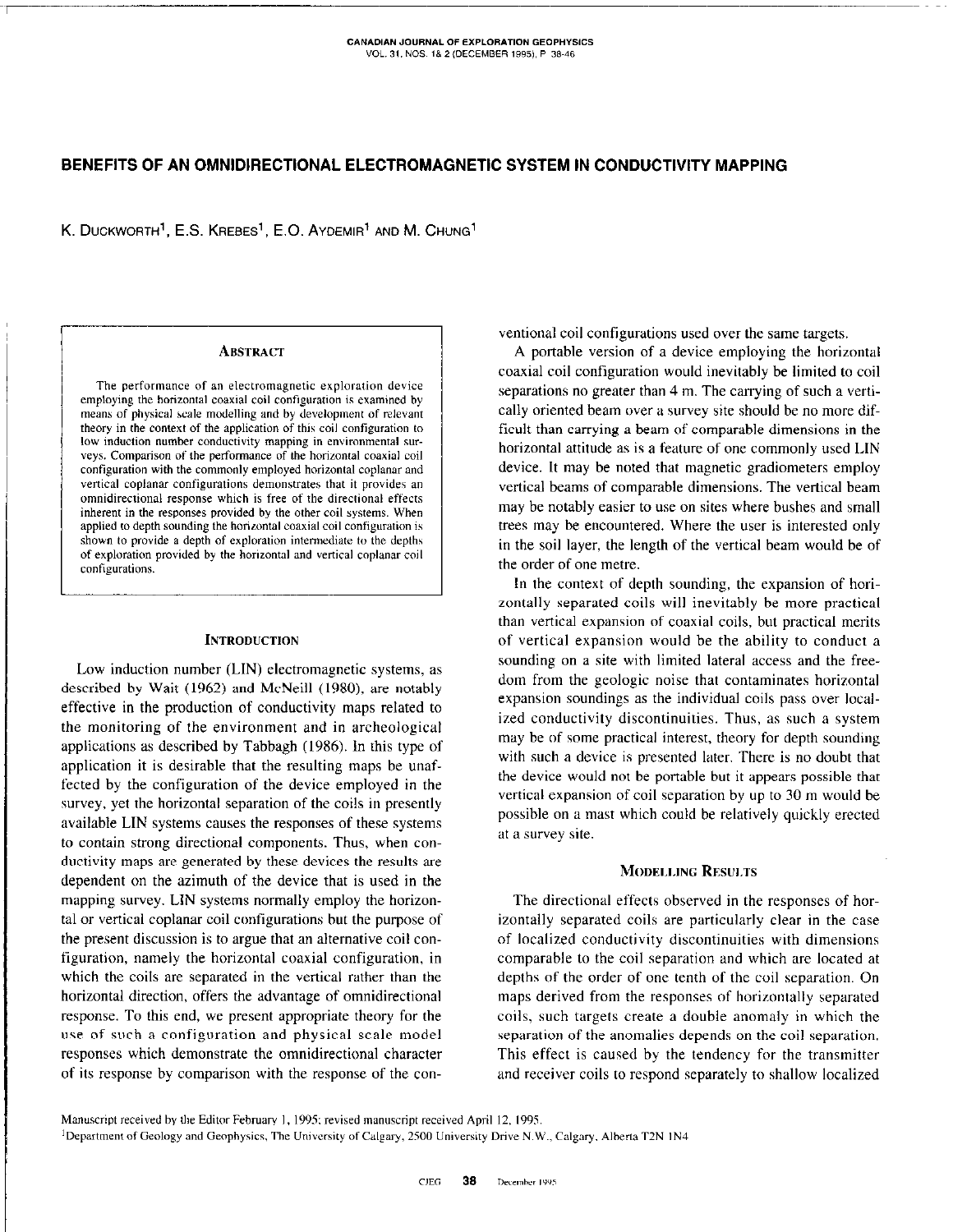# BENEFITS OF AN OMNIDIRECTIONAL ELECTROMAGNETIC SYSTEM IN CONDUCTIVITY MAPPING

K. Duckworth[1], E.S. Krebes[1], E.O. Aydemir[1] and M. Chung[1]

## Abstract

The performance of an electromagnetic exploration device employing the horizontal coaxial coil configuration is examined by means of physical scale modelling and by development of relevant theory in the context of the application of this coil configuration to low induction number conductivity mapping in environmental surveys. Comparison of the performance of the horizontal coaxial coil configuration with the commonly employed horizontal coplanar and vertical coplanar configurations demonstrates that it provides an omnidirectional response which is free of the directional effects inherent in the responses provided by the other coil systems. When applied to depth sounding the horizontal coaxial coil configuration is shown to provide a depth of exploration intermediate to the depths of exploration provided by the horizontal and vertical coplanar coil configurations.

## Introduction

Low induction number (LIN) electromagnetic systems, as described by Wait (1962) and McNeill (1980), are notably effective in the production of conductivity maps related to the monitoring of the environment and in archeological applications as described by Tabbagh (1986). In this type of application it is desirable that the resulting maps be unaffected by the configuration of the device employed in the survey, yet the horizontal separation of the coils in presently available LIN systems causes the responses of these systems to contain strong directional components. Thus, when conductivity maps are generated by these devices the results are dependent on the azimuth of the device that is used in the mapping survey. LIN systems normally employ the horizontal or vertical coplanar coil configurations but the purpose of the present discussion is to argue that an alternative coil configuration, namely the horizontal coaxial configuration, in which the coils are separated in the vertical rather than the horizontal direction, offers the advantage of omnidirectional response. To this end, we present appropriate theory for the use of such a configuration and physical scale model responses which demonstrate the omnidirectional character of its response by comparison with the response of the conventional coil configurations used over the same targets.

A portable version of a device employing the horizontal coaxial coil configuration would inevitably be limited to coil separations no greater than 4 m. The carrying of such a vertically oriented beam over a survey site should be no more difficult than carrying a beam of comparable dimensions in the horizontal attitude as is a feature of one commonly used LIN device. It may be noted that magnetic gradiometers employ vertical beams of comparable dimensions. The vertical beam may be notably easier to use on sites where bushes and small trees may be encountered. Where the user is interested only in the soil layer, the length of the vertical beam would be of the order of one metre.

In the context of depth sounding, the expansion of horizontally separated coils will inevitably be more practical than vertical expansion of coaxial coils, but practical merits of vertical expansion would be the ability to conduct a sounding on a site with limited lateral access and the freedom from the geologic noise that contaminates horizontal expansion soundings as the individual coils pass over localized conductivity discontinuities. Thus, as such a system may be of some practical interest, theory for depth sounding with such a device is presented later. There is no doubt that the device would not be portable but it appears possible that vertical expansion of coil separation by up to 30 m would be possible on a mast which could be relatively quickly erected at a survey site.

## Modelling Results

The directional effects observed in the responses of horizontally separated coils are particularly clear in the case of localized conductivity discontinuities with dimensions comparable to the coil separation and which are located at depths of the order of one tenth of the coil separation. On maps derived from the responses of horizontally separated coils, such targets create a double anomaly in which the separation of the anomalies depends on the coil separation. This effect is caused by the tendency for the transmitter and receiver coils to respond separately to shallow localized

Manuscript received by the Editor February 1, 1995; revised manuscript received April 12, 1995.

[1]Department of Geology and Geophysics, The University of Calgary, 2500 University Drive N.W., Calgary, Alberta T2N 1N4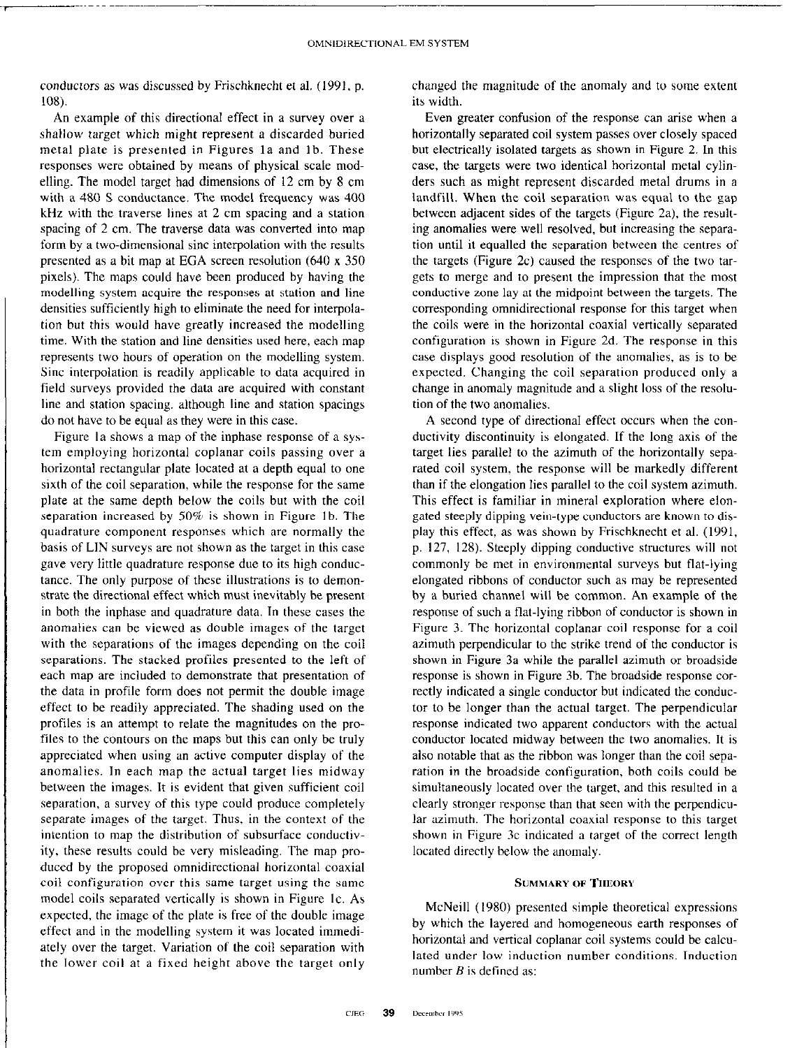conductors as was discussed by Frischknecht et al. (1991, p. 108).

An example of this directional effect in a survey over a shallow target which might represent a discarded buried metal plate is presented in Figures 1a and 1b. These responses were obtained by means of physical scale modelling. The model target had dimensions of 12 cm by 8 cm with a 480 S conductance. The model frequency was 400 kHz with the traverse lines at 2 cm spacing and a station spacing of 2 cm. The traverse data was converted into map form by a two-dimensional sinc interpolation with the results presented as a bit map at EGA screen resolution (640 x 350 pixels). The maps could have been produced by having the modelling system acquire the responses at station and line densities sufficiently high to eliminate the need for interpolation but this would have greatly increased the modelling time. With the station and line densities used here, each map represents two hours of operation on the modelling system. Sinc interpolation is readily applicable to data acquired in field surveys provided the data are acquired with constant line and station spacing, although line and station spacings do not have to be equal as they were in this case.

Figure 1a shows a map of the inphase response of a system employing horizontal coplanar coils passing over a horizontal rectangular plate located at a depth equal to one sixth of the coil separation, while the response for the same plate at the same depth below the coils but with the coil separation increased by 50% is shown in Figure 1b. The quadrature component responses which are normally the basis of LIN surveys are not shown as the target in this case gave very little quadrature response due to its high conductance. The only purpose of these illustrations is to demonstrate the directional effect which must inevitably be present in both the inphase and quadrature data. In these cases the anomalies can be viewed as double images of the target with the separations of the images depending on the coil separations. The stacked profiles presented to the left of each map are included to demonstrate that presentation of the data in profile form does not permit the double image effect to be readily appreciated. The shading used on the profiles is an attempt to relate the magnitudes on the profiles to the contours on the maps but this can only be truly appreciated when using an active computer display of the anomalies. In each map the actual target lies midway between the images. It is evident that given sufficient coil separation, a survey of this type could produce completely separate images of the target. Thus, in the context of the intention to map the distribution of subsurface conductivity, these results could be very misleading. The map produced by the proposed omnidirectional horizontal coaxial coil configuration over this same target using the same model coils separated vertically is shown in Figure 1c. As expected, the image of the plate is free of the double image effect and in the modelling system it was located immediately over the target. Variation of the coil separation with the lower coil at a fixed height above the target only changed the magnitude of the anomaly and to some extent its width.

Even greater confusion of the response can arise when a horizontally separated coil system passes over closely spaced but electrically isolated targets as shown in Figure 2. In this case, the targets were two identical horizontal metal cylinders such as might represent discarded metal drums in a landfill. When the coil separation was equal to the gap between adjacent sides of the targets (Figure 2a), the resulting anomalies were well resolved, but increasing the separation until it equalled the separation between the centres of the targets (Figure 2c) caused the responses of the two targets to merge and to present the impression that the most conductive zone lay at the midpoint between the targets. The corresponding omnidirectional response for this target when the coils were in the horizontal coaxial vertically separated configuration is shown in Figure 2d. The response in this case displays good resolution of the anomalies, as is to be expected. Changing the coil separation produced only a change in anomaly magnitude and a slight loss of the resolution of the two anomalies.

A second type of directional effect occurs when the conductivity discontinuity is elongated. If the long axis of the target lies parallel to the azimuth of the horizontally separated coil system, the response will be markedly different than if the elongation lies parallel to the coil system azimuth. This effect is familiar in mineral exploration where elongated steeply dipping vein-type conductors are known to display this effect, as was shown by Frischknecht et al. (1991, p. 127, 128). Steeply dipping conductive structures will not commonly be met in environmental surveys but flat-lying elongated ribbons of conductor such as may be represented by a buried channel will be common. An example of the response of such a flat-lying ribbon of conductor is shown in Figure 3. The horizontal coplanar coil response for a coil azimuth perpendicular to the strike trend of the conductor is shown in Figure 3a while the parallel azimuth or broadside response is shown in Figure 3b. The broadside response correctly indicated a single conductor but indicated the conductor to be longer than the actual target. The perpendicular response indicated two apparent conductors with the actual conductor located midway between the two anomalies. It is also notable that as the ribbon was longer than the coil separation in the broadside configuration, both coils could be simultaneously located over the target, and this resulted in a clearly stronger response than that seen with the perpendicular azimuth. The horizontal coaxial response to this target shown in Figure 3c indicated a target of the correct length located directly below the anomaly.

## Summary of Theory

McNeill (1980) presented simple theoretical expressions by which the layered and homogeneous earth responses of horizontal and vertical coplanar coil systems could be calculated under low induction number conditions. Induction number $B$ is defined as: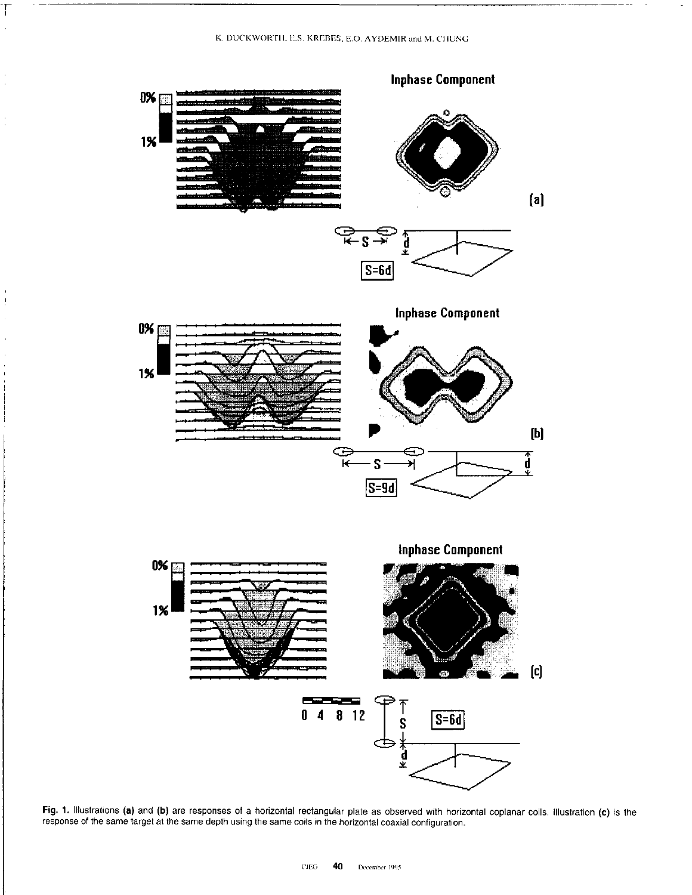Fig. 1. Illustrations (a) and (b) are responses of a horizontal rectangular plate as observed with horizontal coplanar coils. Illustration (c) is the response of the same target at the same depth using the same coils in the horizontal coaxial configuration.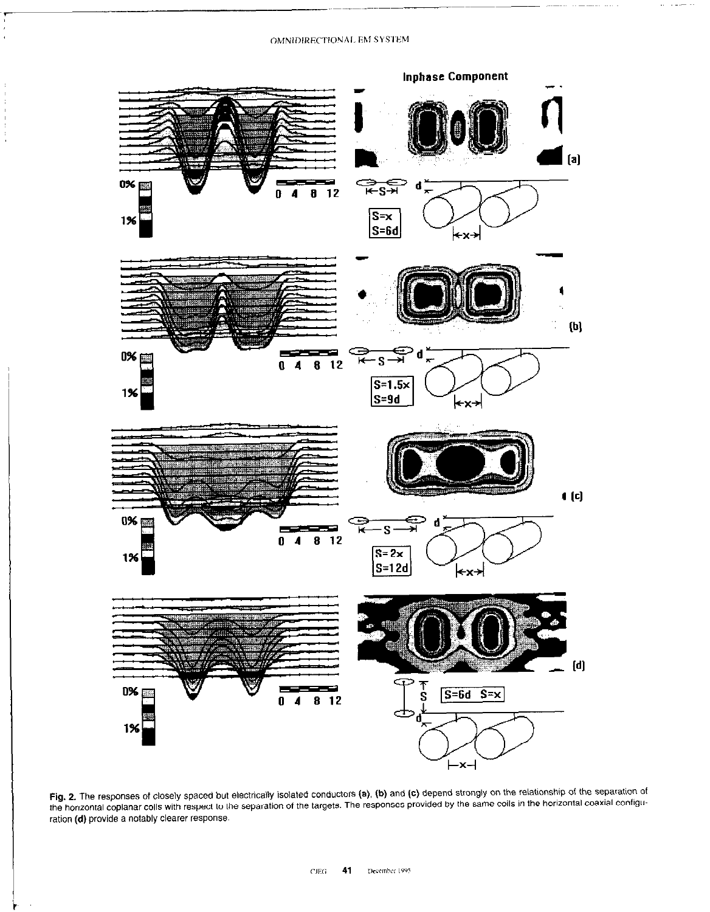Fig. 2. The responses of closely spaced but electrically isolated conductors (a), (b) and (c) depend strongly on the relationship of the separation of the horizontal coplanar coils with respect to the separation of the targets. The responses provided by the same coils in the horizontal coaxial configuration (d) provide a notably clearer response.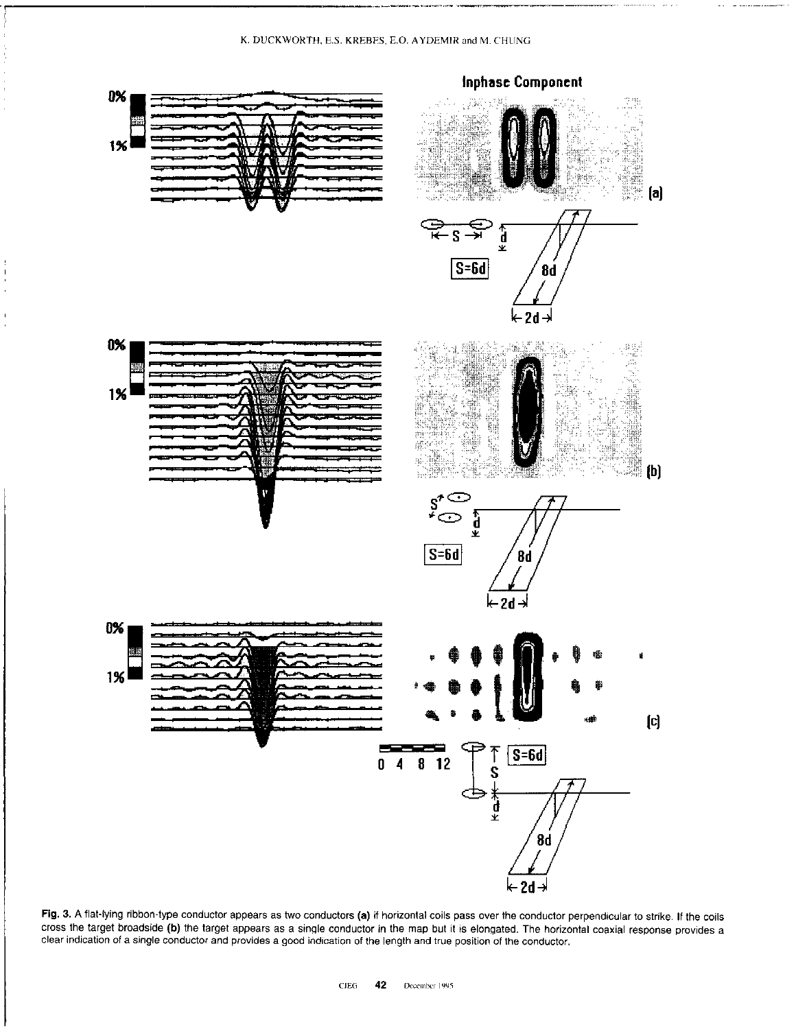Fig. 3. A flat-lying ribbon-type conductor appears as two conductors (a) if horizontal coils pass over the conductor perpendicular to strike. If the coils cross the target broadside (b) the target appears as a single conductor in the map but it is elongated. The horizontal coaxial response provides a clear indication of a single conductor and provides a good indication of the length and true position of the conductor.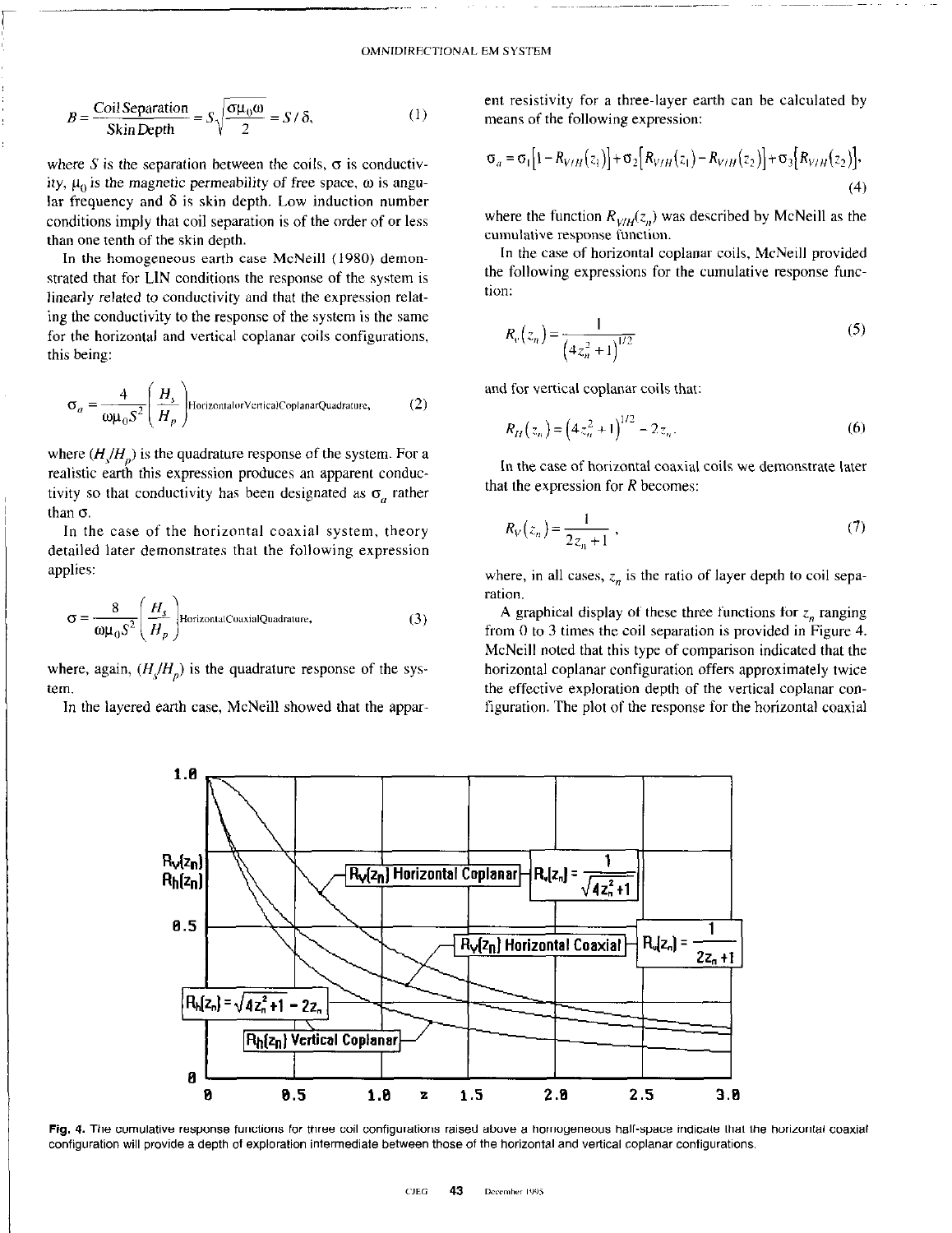$$B = \frac{\text{Coil Separation}}{\text{Skin Depth}} = S\sqrt{\frac{\sigma\mu_0\omega}{2}} = S/\delta, \tag{1}$$

where $S$ is the separation between the coils, $\sigma$ is conductivity, $\mu_0$ is the magnetic permeability of free space, $\omega$ is angular frequency and $\delta$ is skin depth. Low induction number conditions imply that coil separation is of the order of or less than one tenth of the skin depth.

In the homogeneous earth case McNeill (1980) demonstrated that for LIN conditions the response of the system is linearly related to conductivity and that the expression relating the conductivity to the response of the system is the same for the horizontal and vertical coplanar coils configurations, this being:

$$\sigma_a = \frac{4}{\omega\mu_0 S^2}\left(\frac{H_s}{H_p}\right)_{\text{HorizontalorVerticalCoplanarQuadrature}}, \tag{2}$$

where $(H_s/H_p)$ is the quadrature response of the system. For a realistic earth this expression produces an apparent conductivity so that conductivity has been designated as $\sigma_a$ rather than $\sigma$.

In the case of the horizontal coaxial system, theory detailed later demonstrates that the following expression applies:

$$\sigma = \frac{8}{\omega\mu_0 S^2}\left(\frac{H_s}{H_p}\right)_{\text{HorizontalCoaxialQuadrature}}, \tag{3}$$

where, again, $(H_s/H_p)$ is the quadrature response of the system.

In the layered earth case, McNeill showed that the apparent resistivity for a three-layer earth can be calculated by means of the following expression:

$$\sigma_a = \sigma_1\left[1 - R_{V/H}(z_1)\right] + \sigma_2\left[R_{V/H}(z_1) - R_{V/H}(z_2)\right] + \sigma_3\left\{R_{V/H}(z_2)\right\}, \tag{4}$$

where the function $R_{V/H}(z_n)$ was described by McNeill as the cumulative response function.

In the case of horizontal coplanar coils, McNeill provided the following expressions for the cumulative response function:

$$R_V(z_n) = \frac{1}{\left(4z_n^2 + 1\right)^{1/2}} \tag{5}$$

and for vertical coplanar coils that:

$$R_H(z_n) = \left(4z_n^2 + 1\right)^{1/2} - 2z_n. \tag{6}$$

In the case of horizontal coaxial coils we demonstrate later that the expression for $R$ becomes:

$$R_V(z_n) = \frac{1}{2z_n + 1}, \tag{7}$$

where, in all cases, $z_n$ is the ratio of layer depth to coil separation.

A graphical display of these three functions for $z_n$ ranging from 0 to 3 times the coil separation is provided in Figure 4. McNeill noted that this type of comparison indicated that the horizontal coplanar configuration offers approximately twice the effective exploration depth of the vertical coplanar configuration. The plot of the response for the horizontal coaxial

**Fig. 4.** The cumulative response functions for three coil configurations raised above a homogeneous half-space indicate that the horizontal coaxial configuration will provide a depth of exploration intermediate between those of the horizontal and vertical coplanar configurations.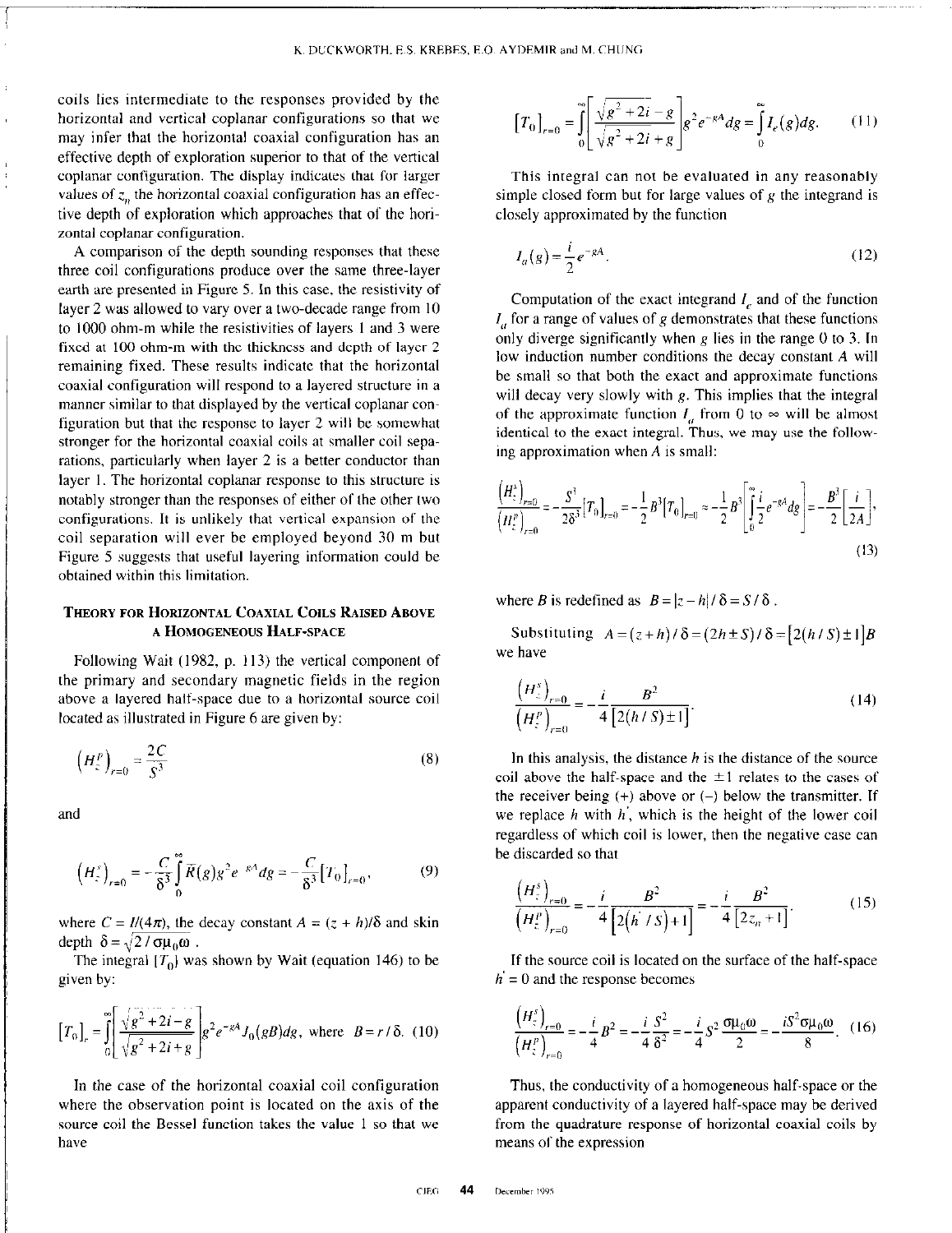coils lies intermediate to the responses provided by the horizontal and vertical coplanar configurations so that we may infer that the horizontal coaxial configuration has an effective depth of exploration superior to that of the vertical coplanar configuration. The display indicates that for larger values of $z_n$ the horizontal coaxial configuration has an effective depth of exploration which approaches that of the horizontal coplanar configuration.

A comparison of the depth sounding responses that these three coil configurations produce over the same three-layer earth are presented in Figure 5. In this case, the resistivity of layer 2 was allowed to vary over a two-decade range from 10 to 1000 ohm-m while the resistivities of layers 1 and 3 were fixed at 100 ohm-m with the thickness and depth of layer 2 remaining fixed. These results indicate that the horizontal coaxial configuration will respond to a layered structure in a manner similar to that displayed by the vertical coplanar configuration but that the response to layer 2 will be somewhat stronger for the horizontal coaxial coils at smaller coil separations, particularly when layer 2 is a better conductor than layer 1. The horizontal coplanar response to this structure is notably stronger than the responses of either of the other two configurations. It is unlikely that vertical expansion of the coil separation will ever be employed beyond 30 m but Figure 5 suggests that useful layering information could be obtained within this limitation.

## Theory for Horizontal Coaxial Coils Raised Above a Homogeneous Half-Space

Following Wait (1982, p. 113) the vertical component of the primary and secondary magnetic fields in the region above a layered half-space due to a horizontal source coil located as illustrated in Figure 6 are given by:

$$\left(H_z^p\right)_{r=0} = \frac{2C}{S^3} \tag{8}$$

and

$$\left(H_z^s\right)_{r=0} = -\frac{C}{\delta^3}\int_0^\infty \bar{R}(g) g^2 e^{-gA} dg = -\frac{C}{\delta^3}\left[T_0\right]_{r=0}, \tag{9}$$

where $C = I/(4\pi)$, the decay constant $A = (z + h)/\delta$ and skin depth $\delta = \sqrt{2/\sigma\mu_0\omega}$ .

The integral $[T_0]$ was shown by Wait (equation 146) to be given by:

$$\left[T_0\right]_r = \int_0^\infty \left[\frac{\sqrt{g^2+2i}-g}{\sqrt{g^2+2i}+g}\right] g^2 e^{-gA} J_0(gB) dg, \text{ where } B = r/\delta. \tag{10}$$

In the case of the horizontal coaxial coil configuration where the observation point is located on the axis of the source coil the Bessel function takes the value 1 so that we have

$$\left[T_0\right]_{r=0} = \int_0^\infty \left[\frac{\sqrt{g^2+2i}-g}{\sqrt{g^2+2i}+g}\right] g^2 e^{-gA} dg = \int_0^\infty I_e(g) dg. \tag{11}$$

This integral can not be evaluated in any reasonably simple closed form but for large values of $g$ the integrand is closely approximated by the function

$$I_a(g) = \frac{i}{2} e^{-gA}. \tag{12}$$

Computation of the exact integrand $I_e$ and of the function $I_a$ for a range of values of $g$ demonstrates that these functions only diverge significantly when $g$ lies in the range 0 to 3. In low induction number conditions the decay constant $A$ will be small so that both the exact and approximate functions will decay very slowly with $g$. This implies that the integral of the approximate function $I_a$ from 0 to $\infty$ will be almost identical to the exact integral. Thus, we may use the following approximation when $A$ is small:

$$\frac{\left(H_z^s\right)_{r=0}}{\left(H_z^p\right)_{r=0}} = -\frac{S^3}{2\delta^3}\left[T_0\right]_{r=0} = -\frac{1}{2}B^3\left[T_0\right]_{r=0} \approx -\frac{1}{2}B^3\left[\int_0^\infty \frac{i}{2}e^{-gA}dg\right] = -\frac{B^3}{2}\left[\frac{i}{2A}\right], \tag{13}$$

where $B$ is redefined as $B = |z - h|/\delta = S/\delta$ .

Substituting $A = (z + h)/\delta = (2h \pm S)/\delta = [2(h/S) \pm 1]B$ we have

$$\frac{\left(H_z^s\right)_{r=0}}{\left(H_z^p\right)_{r=0}} = -\frac{i}{4}\frac{B^2}{\left[2(h/S) \pm 1\right]}. \tag{14}$$

In this analysis, the distance $h$ is the distance of the source coil above the half-space and the $\pm 1$ relates to the cases of the receiver being (+) above or (−) below the transmitter. If we replace $h$ with $h'$, which is the height of the lower coil regardless of which coil is lower, then the negative case can be discarded so that

$$\frac{\left(H_z^s\right)_{r=0}}{\left(H_z^p\right)_{r=0}} = -\frac{i}{4}\frac{B^2}{\left[2(h'/S)+1\right]} = -\frac{i}{4}\frac{B^2}{\left[2z_n+1\right]}. \tag{15}$$

If the source coil is located on the surface of the half-space $h' = 0$ and the response becomes

$$\frac{\left(H_z^s\right)_{r=0}}{\left(H_z^p\right)_{r=0}} = -\frac{i}{4}B^2 = -\frac{i}{4}\frac{S^2}{\delta^2} = -\frac{i}{4}S^2\frac{\sigma\mu_0\omega}{2} = -\frac{iS^2\sigma\mu_0\omega}{8}. \tag{16}$$

Thus, the conductivity of a homogeneous half-space or the apparent conductivity of a layered half-space may be derived from the quadrature response of horizontal coaxial coils by means of the expression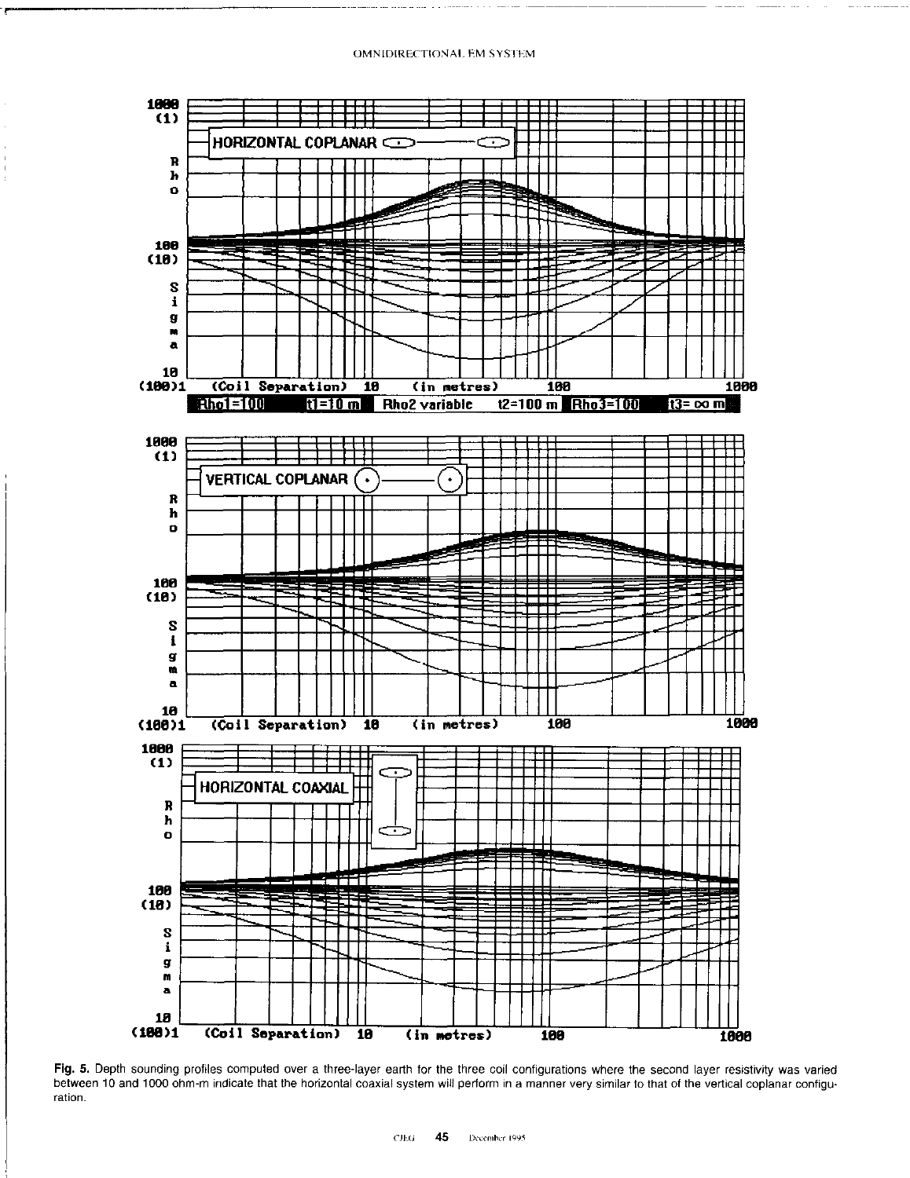| Rho1=100 | t1=10 m | Rho2 variable | t2=100 m | Rho3=100 | t3= ∞ m |
|---|---|---|---|---|---|

**Fig. 5.** Depth sounding profiles computed over a three-layer earth for the three coil configurations where the second layer resistivity was varied between 10 and 1000 ohm-m indicate that the horizontal coaxial system will perform in a manner very similar to that of the vertical coplanar configuration.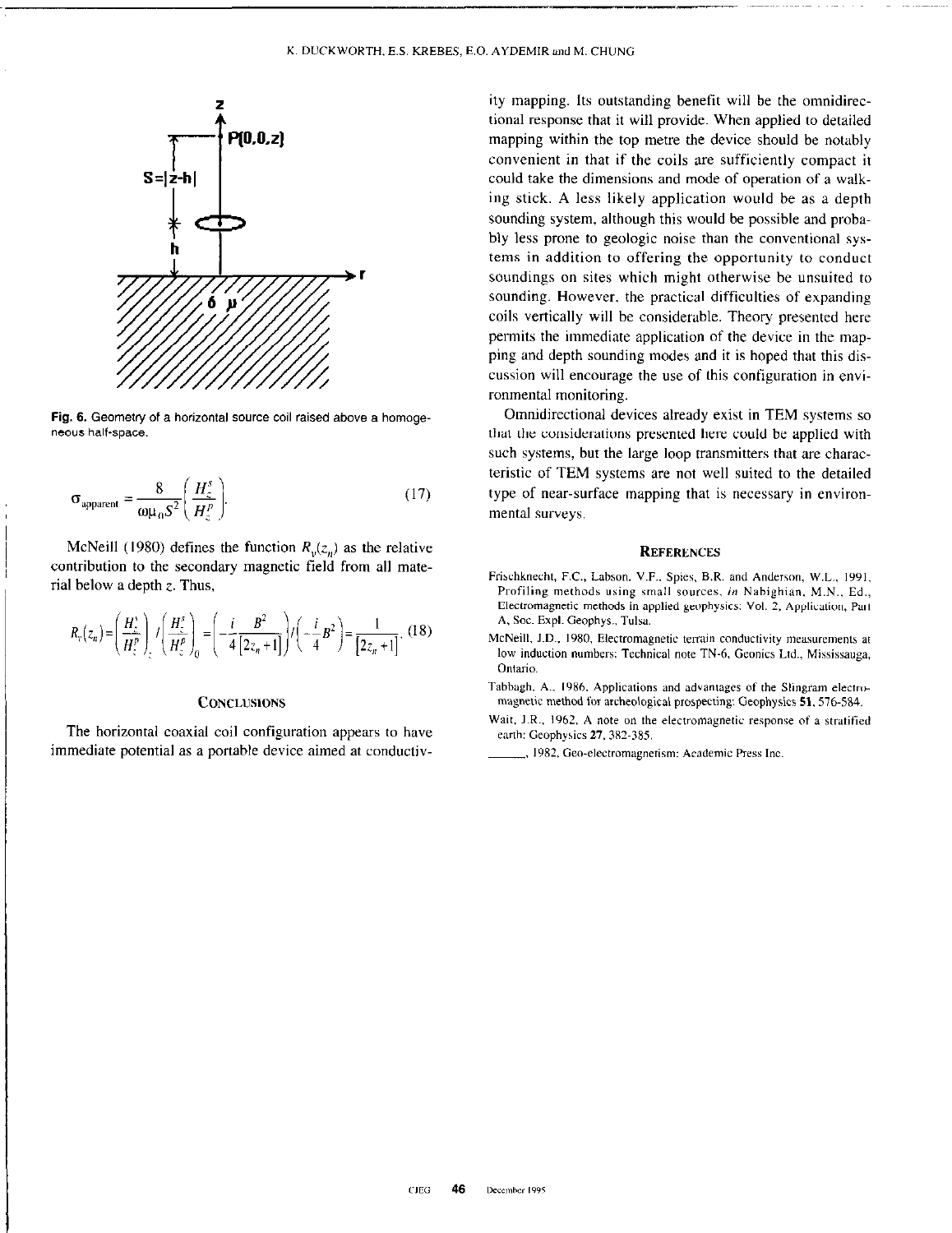z

P(0,0,z)

S=|z-h|

h

r

σ μ

Fig. 6. Geometry of a horizontal source coil raised above a homogeneous half-space.

$$\sigma_{\text{apparent}} = \frac{8}{\omega\mu_0 S^2}\left(\frac{H_z^s}{H_z^p}\right). \tag{17}$$

McNeill (1980) defines the function $R_v(z_n)$ as the relative contribution to the secondary magnetic field from all material below a depth $z$. Thus,

$$R_v(z_n) = \left(\frac{H_z^s}{H_z^p}\right)_z \Big/ \left(\frac{H_z^s}{H_z^p}\right)_0 = \left(-\frac{i}{4}\frac{B^2}{[2z_n+1]}\right) \Big/ \left(-\frac{i}{4}B^2\right) = \frac{1}{[2z_n+1]}. \tag{18}$$

## Conclusions

The horizontal coaxial coil configuration appears to have immediate potential as a portable device aimed at conductivity mapping. Its outstanding benefit will be the omnidirectional response that it will provide. When applied to detailed mapping within the top metre the device should be notably convenient in that if the coils are sufficiently compact it could take the dimensions and mode of operation of a walking stick. A less likely application would be as a depth sounding system, although this would be possible and probably less prone to geologic noise than the conventional systems in addition to offering the opportunity to conduct soundings on sites which might otherwise be unsuited to sounding. However, the practical difficulties of expanding coils vertically will be considerable. Theory presented here permits the immediate application of the device in the mapping and depth sounding modes and it is hoped that this discussion will encourage the use of this configuration in environmental monitoring.

Omnidirectional devices already exist in TEM systems so that the considerations presented here could be applied with such systems, but the large loop transmitters that are characteristic of TEM systems are not well suited to the detailed type of near-surface mapping that is necessary in environmental surveys.

## References

Frischknecht, F.C., Labson, V.F., Spies, B.R. and Anderson, W.L., 1991, Profiling methods using small sources, *in* Nabighian, M.N., Ed., Electromagnetic methods in applied geophysics: Vol. 2, Application, Part A, Soc. Expl. Geophys., Tulsa.

McNeill, J.D., 1980, Electromagnetic terrain conductivity measurements at low induction numbers: Technical note TN-6, Geonics Ltd., Mississauga, Ontario.

Tabbagh, A., 1986, Applications and advantages of the Slingram electromagnetic method for archeological prospecting: Geophysics **51**, 576-584.

Wait, J.R., 1962, A note on the electromagnetic response of a stratified earth: Geophysics **27**, 382-385.

______, 1982, Geo-electromagnetism: Academic Press Inc.